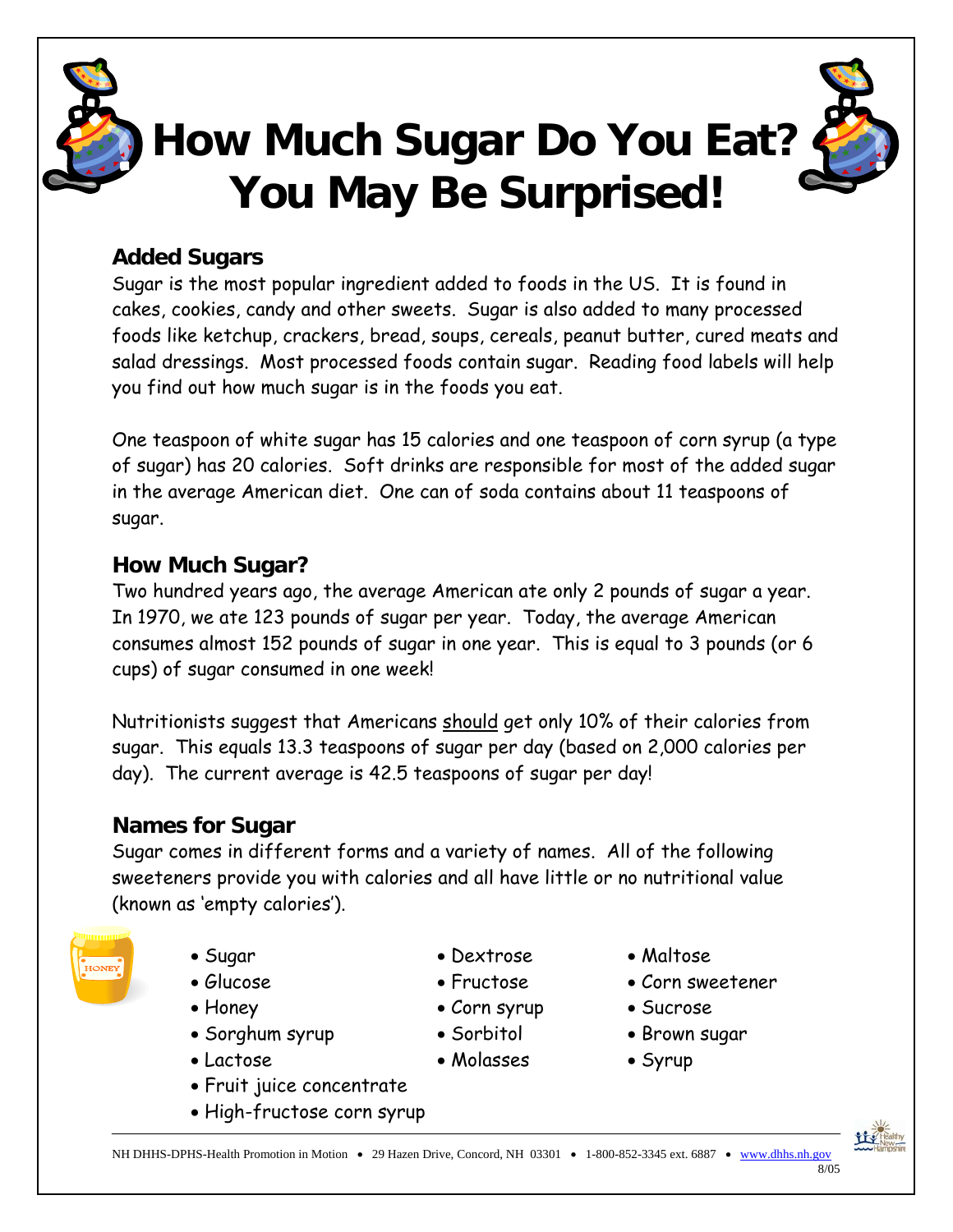# How Much Sugar Do You Eat? You May Be Surprised!

## Added Sugars

Sugar is the most popular ingredient added to foods in the US. It is found in cakes, cookies, candy and other sweets. Sugar is also added to many processed foods like ketchup, crackers, bread, soups, cereals, peanut butter, cured meats and salad dressings. Most processed foods contain sugar. Reading food labels will help you find out how much sugar is in the foods you eat.

One teaspoon of white sugar has 15 calories and one teaspoon of corn syrup (a type of sugar) has 20 calories. Soft drinks are responsible for most of the added sugar in the average American diet. One can of soda contains about 11 teaspoons of sugar.

## How Much Sugar?

Two hundred years ago, the average American ate only 2 pounds of sugar a year. In 1970, we ate 123 pounds of sugar per year. Today, the average American consumes almost 152 pounds of sugar in one year. This is equal to 3 pounds (or 6 cups) of sugar consumed in one week!

Nutritionists suggest that Americans should get only 10% of their calories from sugar. This equals 13.3 teaspoons of sugar per day (based on 2,000 calories per day). The current average is 42.5 teaspoons of sugar per day!

## Names for Sugar

Sugar comes in different forms and a variety of names. All of the following sweeteners provide you with calories and all have little or no nutritional value (known as 'empty calories').

- Sugar
- Glucose
- Honey
- Sorghum syrup
- Lactose
- Fruit juice concentrate
- High-fructose corn syrup
- Dextrose
- Fructose
- Corn syrup
- Sorbitol
- Molasses
- Maltose
- Corn sweetener
- Sucrose
- Brown sugar
- Syrup

NH DHHS-DPHS-Health Promotion in Motion • 29 Hazen Drive, Concord, NH 03301 • 1-800-852-3345 ext. 6887 • www.dhhs.nh.gov

8/05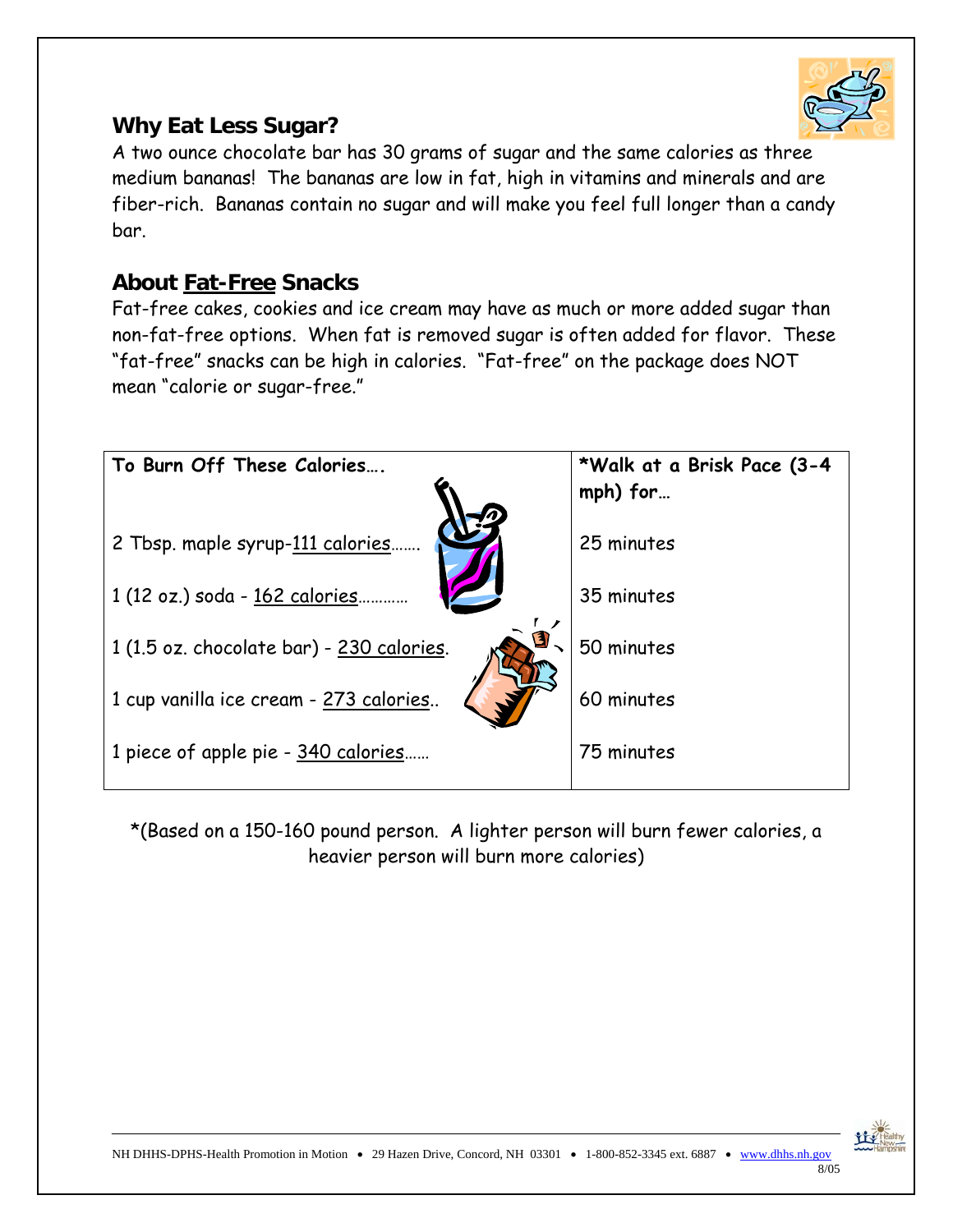## Why Eat Less Sugar?

A two ounce chocolate bar has 30 grams of sugar and the same calories as three medium bananas! The bananas are low in fat, high in vitamins and minerals and are fiber-rich. Bananas contain no sugar and will make you feel full longer than a candy bar.

## About <u>Fat-Free</u> Snacks

Fat-free cakes, cookies and ice cream may have as much or more added sugar than non-fat-free options. When fat is removed sugar is often added for flavor. These "fat-free" snacks can be high in calories. "Fat-free" on the package does NOT mean "calorie or sugar-free."

| **To Burn Off These Calories….** | ***Walk at a Brisk Pace (3-4 mph) for…** |
|---|---|
| 2 Tbsp. maple syrup-<u>111 calories</u>……. | 25 minutes |
| 1 (12 oz.) soda - <u>162 calories</u>………… | 35 minutes |
| 1 (1.5 oz. chocolate bar) - <u>230 calories</u>. | 50 minutes |
| 1 cup vanilla ice cream - <u>273 calories</u>.. | 60 minutes |
| 1 piece of apple pie - <u>340 calories</u>…… | 75 minutes |

*(Based on a 150-160 pound person. A lighter person will burn fewer calories, a heavier person will burn more calories)

NH DHHS-DPHS-Health Promotion in Motion • 29 Hazen Drive, Concord, NH 03301 • 1-800-852-3345 ext. 6887 • www.dhhs.nh.gov
8/05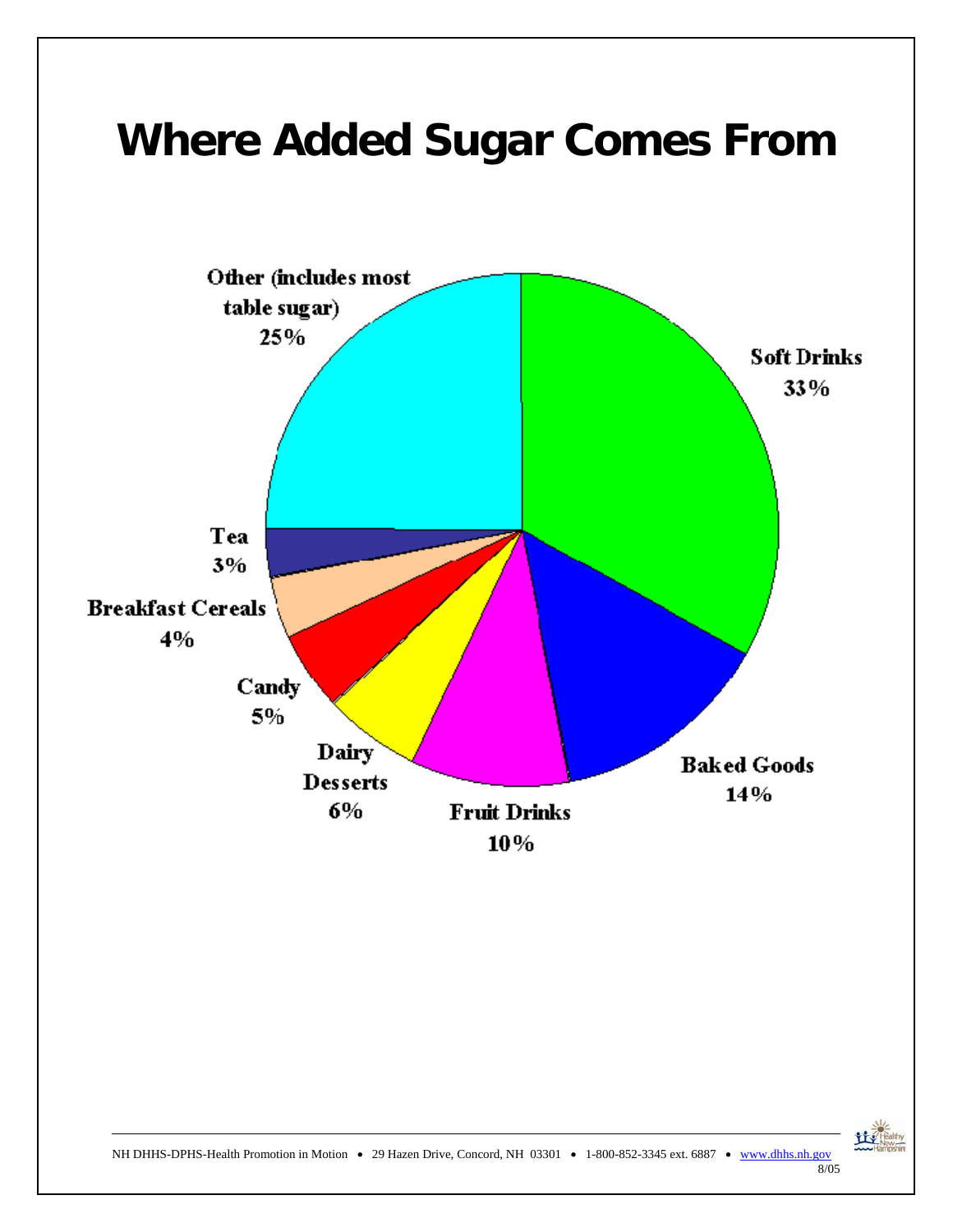# Where Added Sugar Comes From

Soft Drinks 33%

Baked Goods 14%

Fruit Drinks 10%

Dairy Desserts 6%

Candy 5%

Breakfast Cereals 4%

Tea 3%

Other (includes most table sugar) 25%

NH DHHS-DPHS-Health Promotion in Motion • 29 Hazen Drive, Concord, NH 03301 • 1-800-852-3345 ext. 6887 • www.dhhs.nh.gov

8/05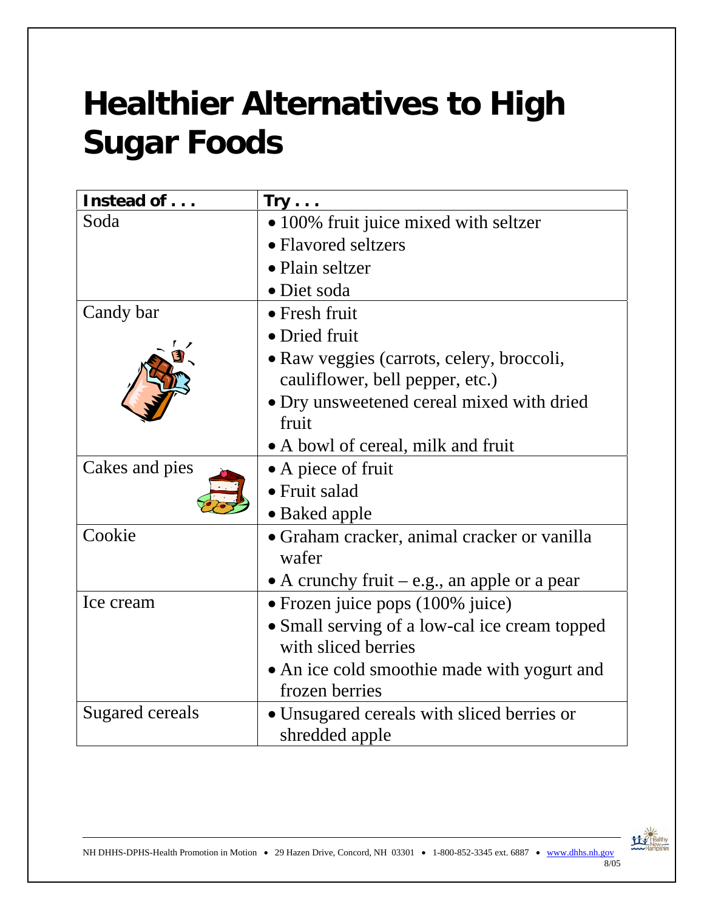# Healthier Alternatives to High Sugar Foods

| Instead of . . . | Try . . . |
|---|---|
| Soda | • 100% fruit juice mixed with seltzer<br>• Flavored seltzers<br>• Plain seltzer<br>• Diet soda |
| Candy bar | • Fresh fruit<br>• Dried fruit<br>• Raw veggies (carrots, celery, broccoli, cauliflower, bell pepper, etc.)<br>• Dry unsweetened cereal mixed with dried fruit<br>• A bowl of cereal, milk and fruit |
| Cakes and pies | • A piece of fruit<br>• Fruit salad<br>• Baked apple |
| Cookie | • Graham cracker, animal cracker or vanilla wafer<br>• A crunchy fruit – e.g., an apple or a pear |
| Ice cream | • Frozen juice pops (100% juice)<br>• Small serving of a low-cal ice cream topped with sliced berries<br>• An ice cold smoothie made with yogurt and frozen berries |
| Sugared cereals | • Unsugared cereals with sliced berries or shredded apple |

NH DHHS-DPHS-Health Promotion in Motion • 29 Hazen Drive, Concord, NH 03301 • 1-800-852-3345 ext. 6887 • www.dhhs.nh.gov

8/05